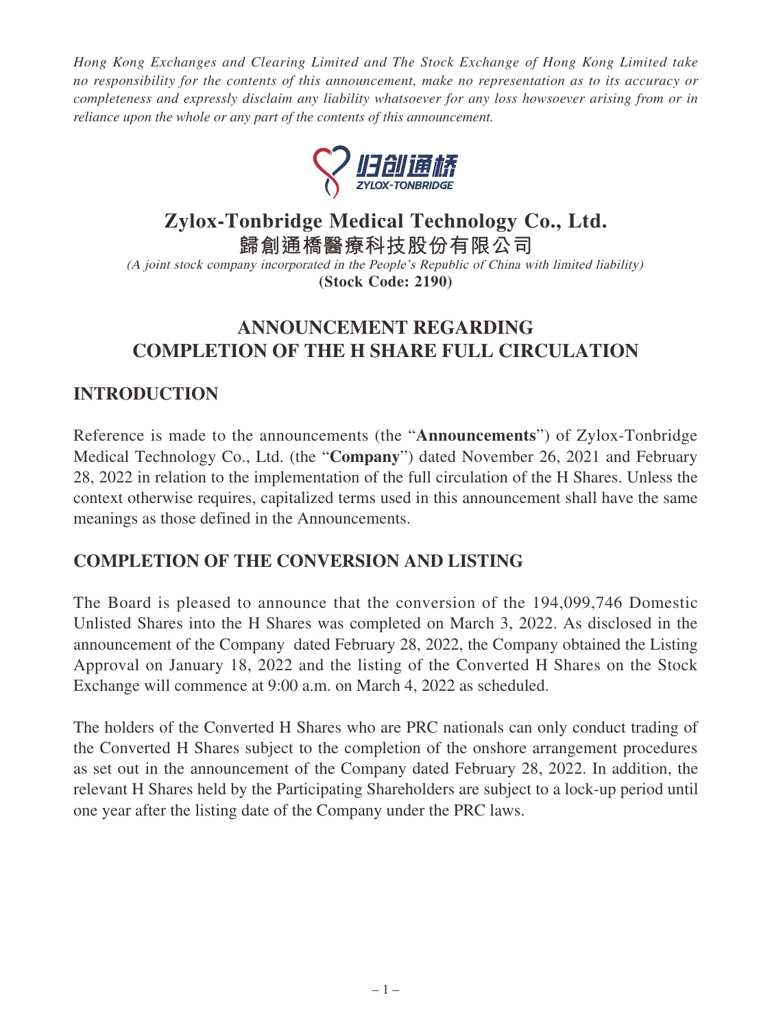*Hong Kong Exchanges and Clearing Limited and The Stock Exchange of Hong Kong Limited take no responsibility for the contents of this announcement, make no representation as to its accuracy or completeness and expressly disclaim any liability whatsoever for any loss howsoever arising from or in reliance upon the whole or any part of the contents of this announcement.*

# Zylox-Tonbridge Medical Technology Co., Ltd.
# 歸創通橋醫療科技股份有限公司

*(A joint stock company incorporated in the People's Republic of China with limited liability)*
**(Stock Code: 2190)**

## ANNOUNCEMENT REGARDING COMPLETION OF THE H SHARE FULL CIRCULATION

## INTRODUCTION

Reference is made to the announcements (the "**Announcements**") of Zylox-Tonbridge Medical Technology Co., Ltd. (the "**Company**") dated November 26, 2021 and February 28, 2022 in relation to the implementation of the full circulation of the H Shares. Unless the context otherwise requires, capitalized terms used in this announcement shall have the same meanings as those defined in the Announcements.

## COMPLETION OF THE CONVERSION AND LISTING

The Board is pleased to announce that the conversion of the 194,099,746 Domestic Unlisted Shares into the H Shares was completed on March 3, 2022. As disclosed in the announcement of the Company dated February 28, 2022, the Company obtained the Listing Approval on January 18, 2022 and the listing of the Converted H Shares on the Stock Exchange will commence at 9:00 a.m. on March 4, 2022 as scheduled.

The holders of the Converted H Shares who are PRC nationals can only conduct trading of the Converted H Shares subject to the completion of the onshore arrangement procedures as set out in the announcement of the Company dated February 28, 2022. In addition, the relevant H Shares held by the Participating Shareholders are subject to a lock-up period until one year after the listing date of the Company under the PRC laws.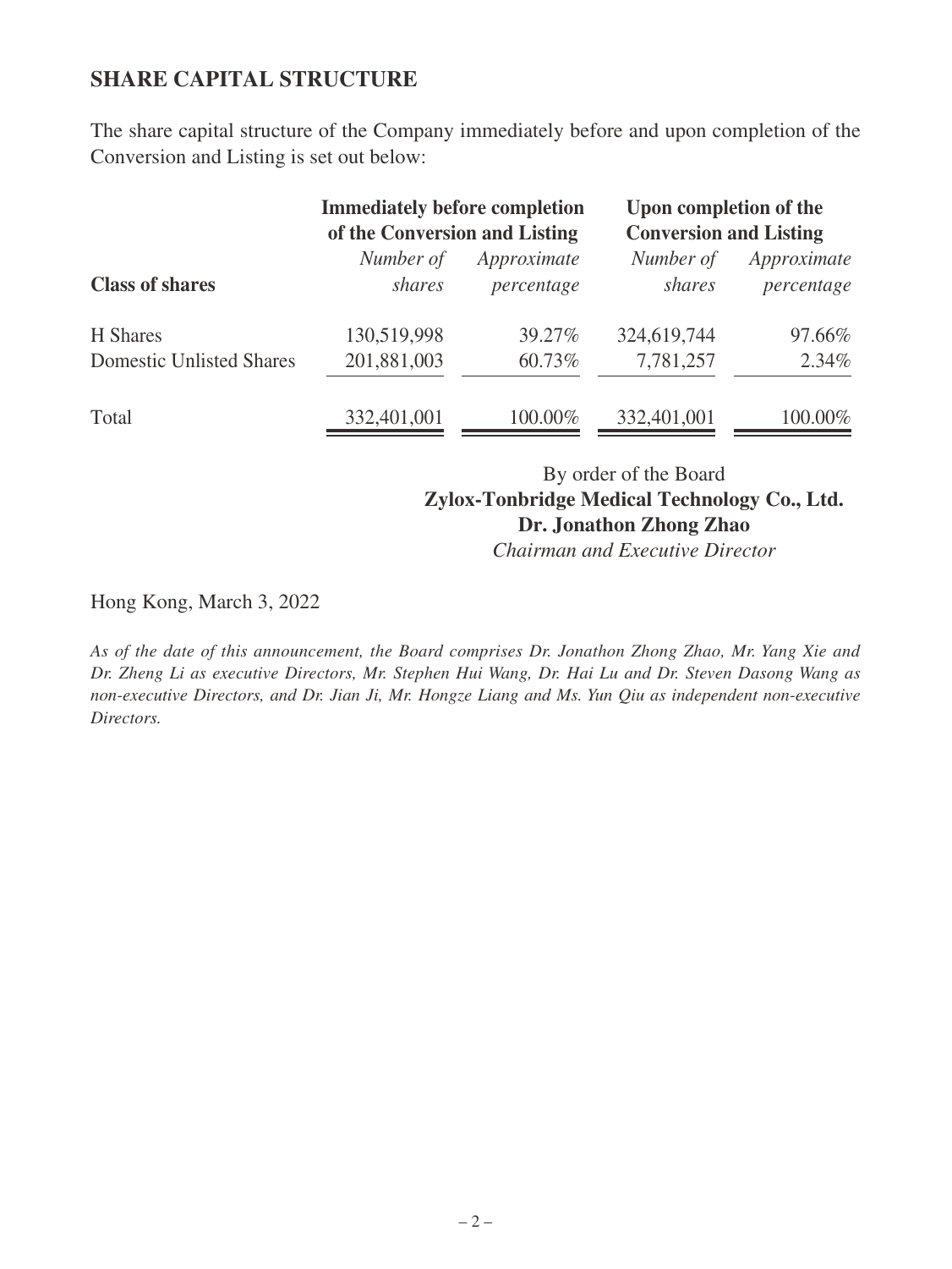## SHARE CAPITAL STRUCTURE

The share capital structure of the Company immediately before and upon completion of the Conversion and Listing is set out below:

| | Immediately before completion of the Conversion and Listing | | Upon completion of the Conversion and Listing | |
|---|---|---|---|---|
| **Class of shares** | *Number of shares* | *Approximate percentage* | *Number of shares* | *Approximate percentage* |
| H Shares | 130,519,998 | 39.27% | 324,619,744 | 97.66% |
| Domestic Unlisted Shares | 201,881,003 | 60.73% | 7,781,257 | 2.34% |
| Total | 332,401,001 | 100.00% | 332,401,001 | 100.00% |

By order of the Board
**Zylox-Tonbridge Medical Technology Co., Ltd.**
**Dr. Jonathon Zhong Zhao**
*Chairman and Executive Director*

Hong Kong, March 3, 2022

*As of the date of this announcement, the Board comprises Dr. Jonathon Zhong Zhao, Mr. Yang Xie and Dr. Zheng Li as executive Directors, Mr. Stephen Hui Wang, Dr. Hai Lu and Dr. Steven Dasong Wang as non-executive Directors, and Dr. Jian Ji, Mr. Hongze Liang and Ms. Yun Qiu as independent non-executive Directors.*